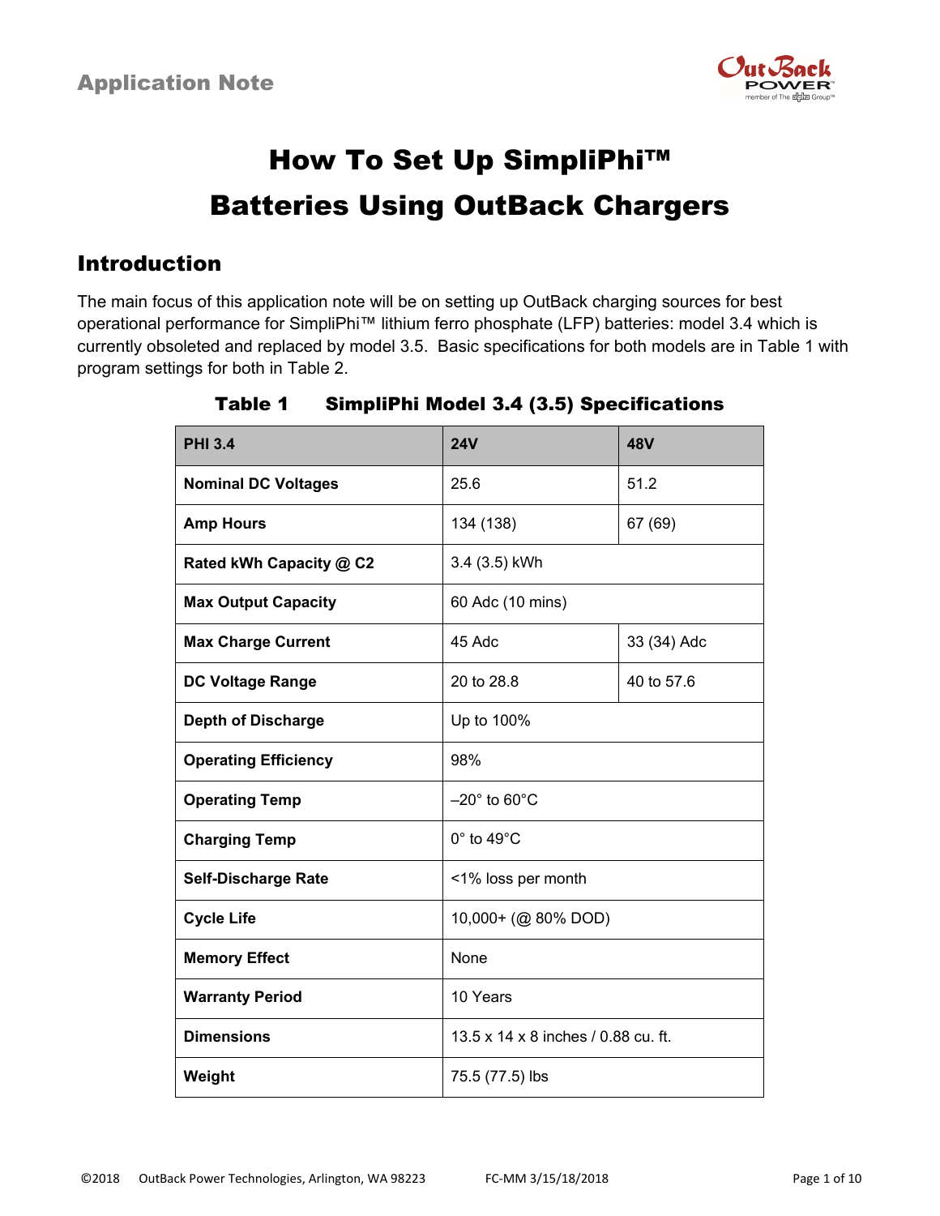Application Note

# How To Set Up SimpliPhi™ Batteries Using OutBack Chargers

## Introduction

The main focus of this application note will be on setting up OutBack charging sources for best operational performance for SimpliPhi™ lithium ferro phosphate (LFP) batteries: model 3.4 which is currently obsoleted and replaced by model 3.5. Basic specifications for both models are in Table 1 with program settings for both in Table 2.

**Table 1 SimpliPhi Model 3.4 (3.5) Specifications**

| PHI 3.4 | 24V | 48V |
|---|---|---|
| **Nominal DC Voltages** | 25.6 | 51.2 |
| **Amp Hours** | 134 (138) | 67 (69) |
| **Rated kWh Capacity @ C2** | 3.4 (3.5) kWh | |
| **Max Output Capacity** | 60 Adc (10 mins) | |
| **Max Charge Current** | 45 Adc | 33 (34) Adc |
| **DC Voltage Range** | 20 to 28.8 | 40 to 57.6 |
| **Depth of Discharge** | Up to 100% | |
| **Operating Efficiency** | 98% | |
| **Operating Temp** | –20° to 60°C | |
| **Charging Temp** | 0° to 49°C | |
| **Self-Discharge Rate** | <1% loss per month | |
| **Cycle Life** | 10,000+ (@ 80% DOD) | |
| **Memory Effect** | None | |
| **Warranty Period** | 10 Years | |
| **Dimensions** | 13.5 x 14 x 8 inches / 0.88 cu. ft. | |
| **Weight** | 75.5 (77.5) lbs | |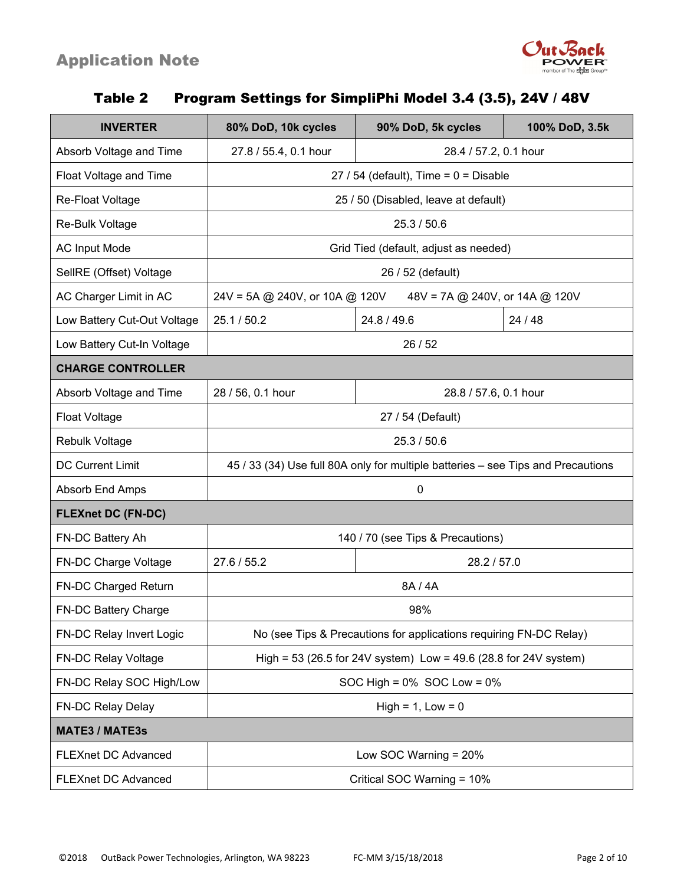### Table 2 Program Settings for SimpliPhi Model 3.4 (3.5), 24V / 48V

| INVERTER | 80% DoD, 10k cycles | 90% DoD, 5k cycles | 100% DoD, 3.5k |
|---|---|---|---|
| Absorb Voltage and Time | 27.8 / 55.4, 0.1 hour | 28.4 / 57.2, 0.1 hour | |
| Float Voltage and Time | 27 / 54 (default), Time = 0 = Disable | | |
| Re-Float Voltage | 25 / 50 (Disabled, leave at default) | | |
| Re-Bulk Voltage | 25.3 / 50.6 | | |
| AC Input Mode | Grid Tied (default, adjust as needed) | | |
| SellRE (Offset) Voltage | 26 / 52 (default) | | |
| AC Charger Limit in AC | 24V = 5A @ 240V, or 10A @ 120V 48V = 7A @ 240V, or 14A @ 120V | | |
| Low Battery Cut-Out Voltage | 25.1 / 50.2 | 24.8 / 49.6 | 24 / 48 |
| Low Battery Cut-In Voltage | 26 / 52 | | |
| **CHARGE CONTROLLER** | | | |
| Absorb Voltage and Time | 28 / 56, 0.1 hour | 28.8 / 57.6, 0.1 hour | |
| Float Voltage | 27 / 54 (Default) | | |
| Rebulk Voltage | 25.3 / 50.6 | | |
| DC Current Limit | 45 / 33 (34) Use full 80A only for multiple batteries – see Tips and Precautions | | |
| Absorb End Amps | 0 | | |
| **FLEXnet DC (FN-DC)** | | | |
| FN-DC Battery Ah | 140 / 70 (see Tips & Precautions) | | |
| FN-DC Charge Voltage | 27.6 / 55.2 | 28.2 / 57.0 | |
| FN-DC Charged Return | 8A / 4A | | |
| FN-DC Battery Charge | 98% | | |
| FN-DC Relay Invert Logic | No (see Tips & Precautions for applications requiring FN-DC Relay) | | |
| FN-DC Relay Voltage | High = 53 (26.5 for 24V system) Low = 49.6 (28.8 for 24V system) | | |
| FN-DC Relay SOC High/Low | SOC High = 0% SOC Low = 0% | | |
| FN-DC Relay Delay | High = 1, Low = 0 | | |
| **MATE3 / MATE3s** | | | |
| FLEXnet DC Advanced | Low SOC Warning = 20% | | |
| FLEXnet DC Advanced | Critical SOC Warning = 10% | | |

©2018 OutBack Power Technologies, Arlington, WA 98223 FC-MM 3/15/18/2018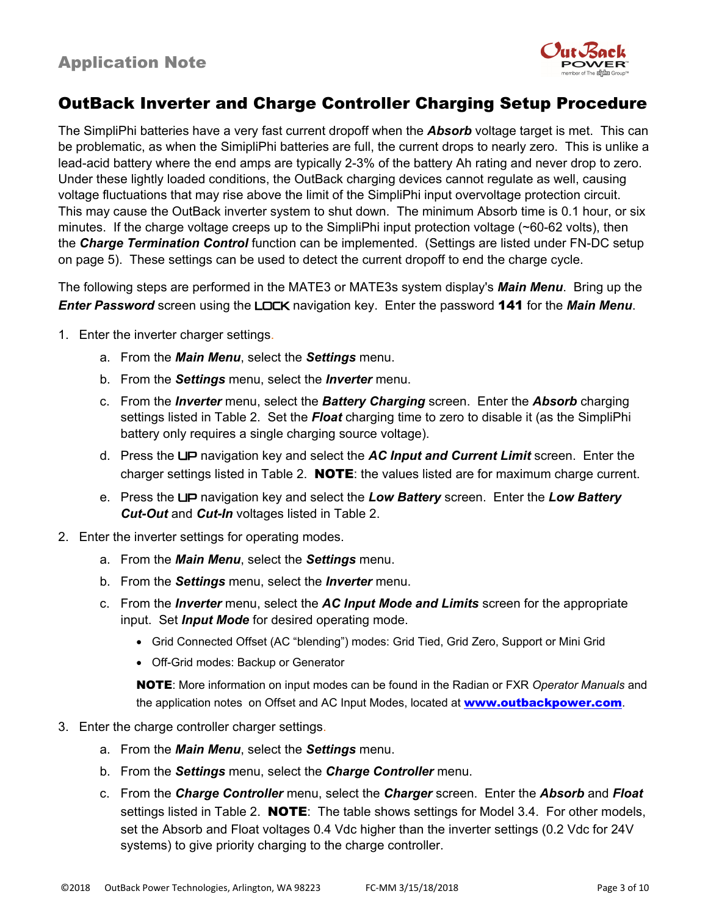## OutBack Inverter and Charge Controller Charging Setup Procedure

The SimpliPhi batteries have a very fast current dropoff when the ***Absorb*** voltage target is met. This can be problematic, as when the SimipliPhi batteries are full, the current drops to nearly zero. This is unlike a lead-acid battery where the end amps are typically 2-3% of the battery Ah rating and never drop to zero. Under these lightly loaded conditions, the OutBack charging devices cannot regulate as well, causing voltage fluctuations that may rise above the limit of the SimpliPhi input overvoltage protection circuit. This may cause the OutBack inverter system to shut down. The minimum Absorb time is 0.1 hour, or six minutes. If the charge voltage creeps up to the SimpliPhi input protection voltage (~60-62 volts), then the ***Charge Termination Control*** function can be implemented. (Settings are listed under FN-DC setup on page 5). These settings can be used to detect the current dropoff to end the charge cycle.

The following steps are performed in the MATE3 or MATE3s system display's ***Main Menu***. Bring up the ***Enter Password*** screen using the **LOCK** navigation key. Enter the password **141** for the ***Main Menu***.

1. Enter the inverter charger settings.
   a. From the ***Main Menu***, select the ***Settings*** menu.
   b. From the ***Settings*** menu, select the ***Inverter*** menu.
   c. From the ***Inverter*** menu, select the ***Battery Charging*** screen. Enter the ***Absorb*** charging settings listed in Table 2. Set the ***Float*** charging time to zero to disable it (as the SimpliPhi battery only requires a single charging source voltage).
   d. Press the **UP** navigation key and select the ***AC Input and Current Limit*** screen. Enter the charger settings listed in Table 2. **NOTE**: the values listed are for maximum charge current.
   e. Press the **UP** navigation key and select the ***Low Battery*** screen. Enter the ***Low Battery Cut-Out*** and ***Cut-In*** voltages listed in Table 2.
2. Enter the inverter settings for operating modes.
   a. From the ***Main Menu***, select the ***Settings*** menu.
   b. From the ***Settings*** menu, select the ***Inverter*** menu.
   c. From the ***Inverter*** menu, select the ***AC Input Mode and Limits*** screen for the appropriate input. Set ***Input Mode*** for desired operating mode.
      - Grid Connected Offset (AC "blending") modes: Grid Tied, Grid Zero, Support or Mini Grid
      - Off-Grid modes: Backup or Generator

      **NOTE**: More information on input modes can be found in the Radian or FXR *Operator Manuals* and the application notes on Offset and AC Input Modes, located at **www.outbackpower.com**.
3. Enter the charge controller charger settings.
   a. From the ***Main Menu***, select the ***Settings*** menu.
   b. From the ***Settings*** menu, select the ***Charge Controller*** menu.
   c. From the ***Charge Controller*** menu, select the ***Charger*** screen. Enter the ***Absorb*** and ***Float*** settings listed in Table 2. **NOTE**: The table shows settings for Model 3.4. For other models, set the Absorb and Float voltages 0.4 Vdc higher than the inverter settings (0.2 Vdc for 24V systems) to give priority charging to the charge controller.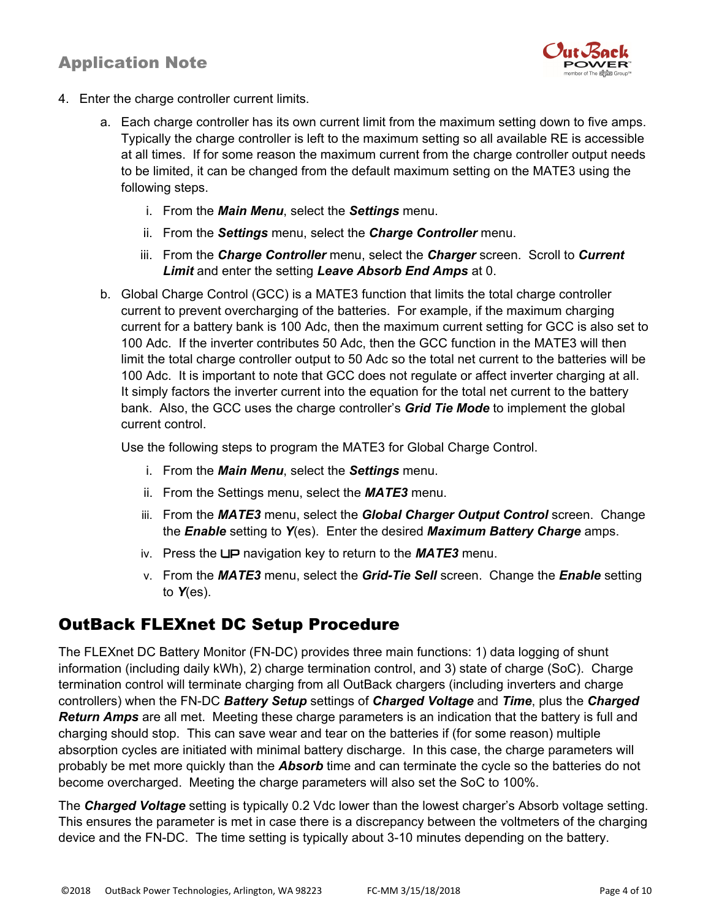4. Enter the charge controller current limits.

   a. Each charge controller has its own current limit from the maximum setting down to five amps. Typically the charge controller is left to the maximum setting so all available RE is accessible at all times. If for some reason the maximum current from the charge controller output needs to be limited, it can be changed from the default maximum setting on the MATE3 using the following steps.

      i. From the ***Main Menu***, select the ***Settings*** menu.

      ii. From the ***Settings*** menu, select the ***Charge Controller*** menu.

      iii. From the ***Charge Controller*** menu, select the ***Charger*** screen. Scroll to ***Current Limit*** and enter the setting ***Leave Absorb End Amps*** at 0.

   b. Global Charge Control (GCC) is a MATE3 function that limits the total charge controller current to prevent overcharging of the batteries. For example, if the maximum charging current for a battery bank is 100 Adc, then the maximum current setting for GCC is also set to 100 Adc. If the inverter contributes 50 Adc, then the GCC function in the MATE3 will then limit the total charge controller output to 50 Adc so the total net current to the batteries will be 100 Adc. It is important to note that GCC does not regulate or affect inverter charging at all. It simply factors the inverter current into the equation for the total net current to the battery bank. Also, the GCC uses the charge controller's ***Grid Tie Mode*** to implement the global current control.

      Use the following steps to program the MATE3 for Global Charge Control.

      i. From the ***Main Menu***, select the ***Settings*** menu.

      ii. From the Settings menu, select the ***MATE3*** menu.

      iii. From the ***MATE3*** menu, select the ***Global Charger Output Control*** screen. Change the ***Enable*** setting to ***Y***(es). Enter the desired ***Maximum Battery Charge*** amps.

      iv. Press the UP navigation key to return to the ***MATE3*** menu.

      v. From the ***MATE3*** menu, select the ***Grid-Tie Sell*** screen. Change the ***Enable*** setting to ***Y***(es).

## OutBack FLEXnet DC Setup Procedure

The FLEXnet DC Battery Monitor (FN-DC) provides three main functions: 1) data logging of shunt information (including daily kWh), 2) charge termination control, and 3) state of charge (SoC). Charge termination control will terminate charging from all OutBack chargers (including inverters and charge controllers) when the FN-DC ***Battery Setup*** settings of ***Charged Voltage*** and ***Time***, plus the ***Charged Return Amps*** are all met. Meeting these charge parameters is an indication that the battery is full and charging should stop. This can save wear and tear on the batteries if (for some reason) multiple absorption cycles are initiated with minimal battery discharge. In this case, the charge parameters will probably be met more quickly than the ***Absorb*** time and can terminate the cycle so the batteries do not become overcharged. Meeting the charge parameters will also set the SoC to 100%.

The ***Charged Voltage*** setting is typically 0.2 Vdc lower than the lowest charger's Absorb voltage setting. This ensures the parameter is met in case there is a discrepancy between the voltmeters of the charging device and the FN-DC. The time setting is typically about 3-10 minutes depending on the battery.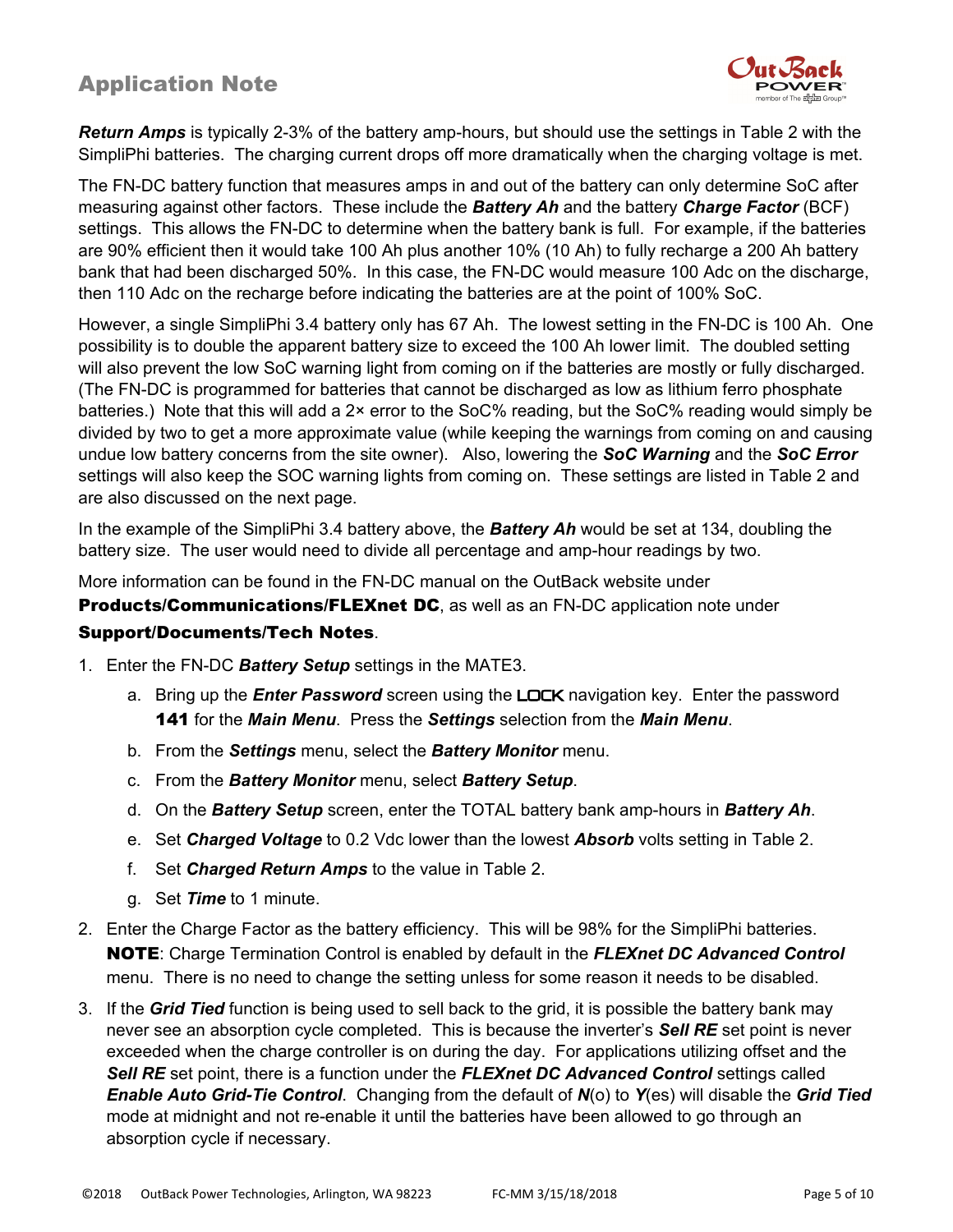***Return Amps*** is typically 2-3% of the battery amp-hours, but should use the settings in Table 2 with the SimpliPhi batteries. The charging current drops off more dramatically when the charging voltage is met.

The FN-DC battery function that measures amps in and out of the battery can only determine SoC after measuring against other factors. These include the ***Battery Ah*** and the battery ***Charge Factor*** (BCF) settings. This allows the FN-DC to determine when the battery bank is full. For example, if the batteries are 90% efficient then it would take 100 Ah plus another 10% (10 Ah) to fully recharge a 200 Ah battery bank that had been discharged 50%. In this case, the FN-DC would measure 100 Adc on the discharge, then 110 Adc on the recharge before indicating the batteries are at the point of 100% SoC.

However, a single SimpliPhi 3.4 battery only has 67 Ah. The lowest setting in the FN-DC is 100 Ah. One possibility is to double the apparent battery size to exceed the 100 Ah lower limit. The doubled setting will also prevent the low SoC warning light from coming on if the batteries are mostly or fully discharged. (The FN-DC is programmed for batteries that cannot be discharged as low as lithium ferro phosphate batteries.) Note that this will add a 2× error to the SoC% reading, but the SoC% reading would simply be divided by two to get a more approximate value (while keeping the warnings from coming on and causing undue low battery concerns from the site owner). Also, lowering the ***SoC Warning*** and the ***SoC Error*** settings will also keep the SOC warning lights from coming on. These settings are listed in Table 2 and are also discussed on the next page.

In the example of the SimpliPhi 3.4 battery above, the ***Battery Ah*** would be set at 134, doubling the battery size. The user would need to divide all percentage and amp-hour readings by two.

More information can be found in the FN-DC manual on the OutBack website under **Products/Communications/FLEXnet DC**, as well as an FN-DC application note under **Support/Documents/Tech Notes**.

1. Enter the FN-DC ***Battery Setup*** settings in the MATE3.
   a. Bring up the ***Enter Password*** screen using the LOCK navigation key. Enter the password **141** for the ***Main Menu***. Press the ***Settings*** selection from the ***Main Menu***.
   b. From the ***Settings*** menu, select the ***Battery Monitor*** menu.
   c. From the ***Battery Monitor*** menu, select ***Battery Setup***.
   d. On the ***Battery Setup*** screen, enter the TOTAL battery bank amp-hours in ***Battery Ah***.
   e. Set ***Charged Voltage*** to 0.2 Vdc lower than the lowest ***Absorb*** volts setting in Table 2.
   f. Set ***Charged Return Amps*** to the value in Table 2.
   g. Set ***Time*** to 1 minute.
2. Enter the Charge Factor as the battery efficiency. This will be 98% for the SimpliPhi batteries. **NOTE**: Charge Termination Control is enabled by default in the ***FLEXnet DC Advanced Control*** menu. There is no need to change the setting unless for some reason it needs to be disabled.
3. If the ***Grid Tied*** function is being used to sell back to the grid, it is possible the battery bank may never see an absorption cycle completed. This is because the inverter's ***Sell RE*** set point is never exceeded when the charge controller is on during the day. For applications utilizing offset and the ***Sell RE*** set point, there is a function under the ***FLEXnet DC Advanced Control*** settings called ***Enable Auto Grid-Tie Control***. Changing from the default of ***N***(o) to ***Y***(es) will disable the ***Grid Tied*** mode at midnight and not re-enable it until the batteries have been allowed to go through an absorption cycle if necessary.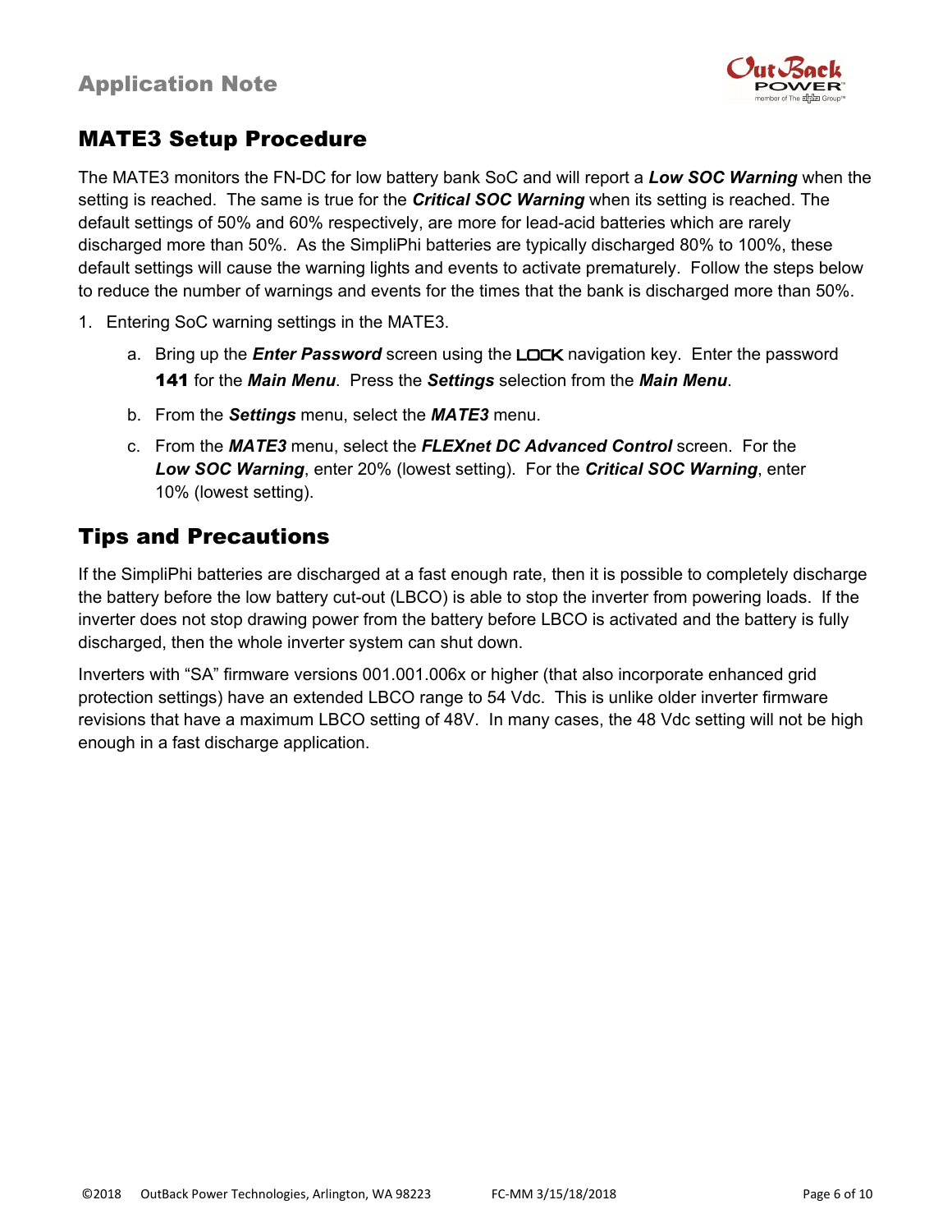## MATE3 Setup Procedure

The MATE3 monitors the FN-DC for low battery bank SoC and will report a ***Low SOC Warning*** when the setting is reached. The same is true for the ***Critical SOC Warning*** when its setting is reached. The default settings of 50% and 60% respectively, are more for lead-acid batteries which are rarely discharged more than 50%. As the SimpliPhi batteries are typically discharged 80% to 100%, these default settings will cause the warning lights and events to activate prematurely. Follow the steps below to reduce the number of warnings and events for the times that the bank is discharged more than 50%.

1. Entering SoC warning settings in the MATE3.
   a. Bring up the ***Enter Password*** screen using the LOCK navigation key. Enter the password **141** for the ***Main Menu***. Press the ***Settings*** selection from the ***Main Menu***.
   b. From the ***Settings*** menu, select the ***MATE3*** menu.
   c. From the ***MATE3*** menu, select the ***FLEXnet DC Advanced Control*** screen. For the ***Low SOC Warning***, enter 20% (lowest setting). For the ***Critical SOC Warning***, enter 10% (lowest setting).

## Tips and Precautions

If the SimpliPhi batteries are discharged at a fast enough rate, then it is possible to completely discharge the battery before the low battery cut-out (LBCO) is able to stop the inverter from powering loads. If the inverter does not stop drawing power from the battery before LBCO is activated and the battery is fully discharged, then the whole inverter system can shut down.

Inverters with "SA" firmware versions 001.001.006x or higher (that also incorporate enhanced grid protection settings) have an extended LBCO range to 54 Vdc. This is unlike older inverter firmware revisions that have a maximum LBCO setting of 48V. In many cases, the 48 Vdc setting will not be high enough in a fast discharge application.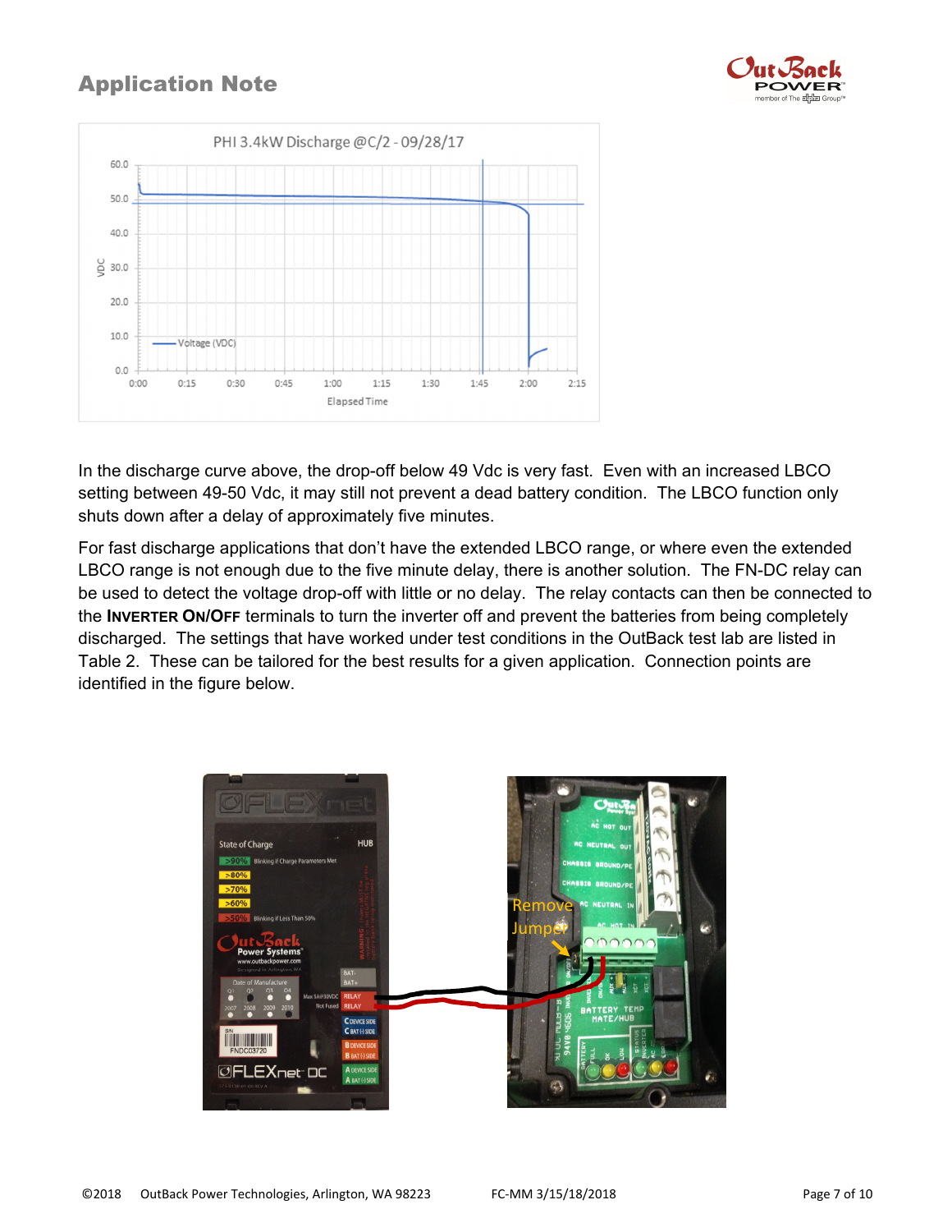In the discharge curve above, the drop-off below 49 Vdc is very fast. Even with an increased LBCO setting between 49-50 Vdc, it may still not prevent a dead battery condition. The LBCO function only shuts down after a delay of approximately five minutes.

For fast discharge applications that don't have the extended LBCO range, or where even the extended LBCO range is not enough due to the five minute delay, there is another solution. The FN-DC relay can be used to detect the voltage drop-off with little or no delay. The relay contacts can then be connected to the **INVERTER ON/OFF** terminals to turn the inverter off and prevent the batteries from being completely discharged. The settings that have worked under test conditions in the OutBack test lab are listed in Table 2. These can be tailored for the best results for a given application. Connection points are identified in the figure below.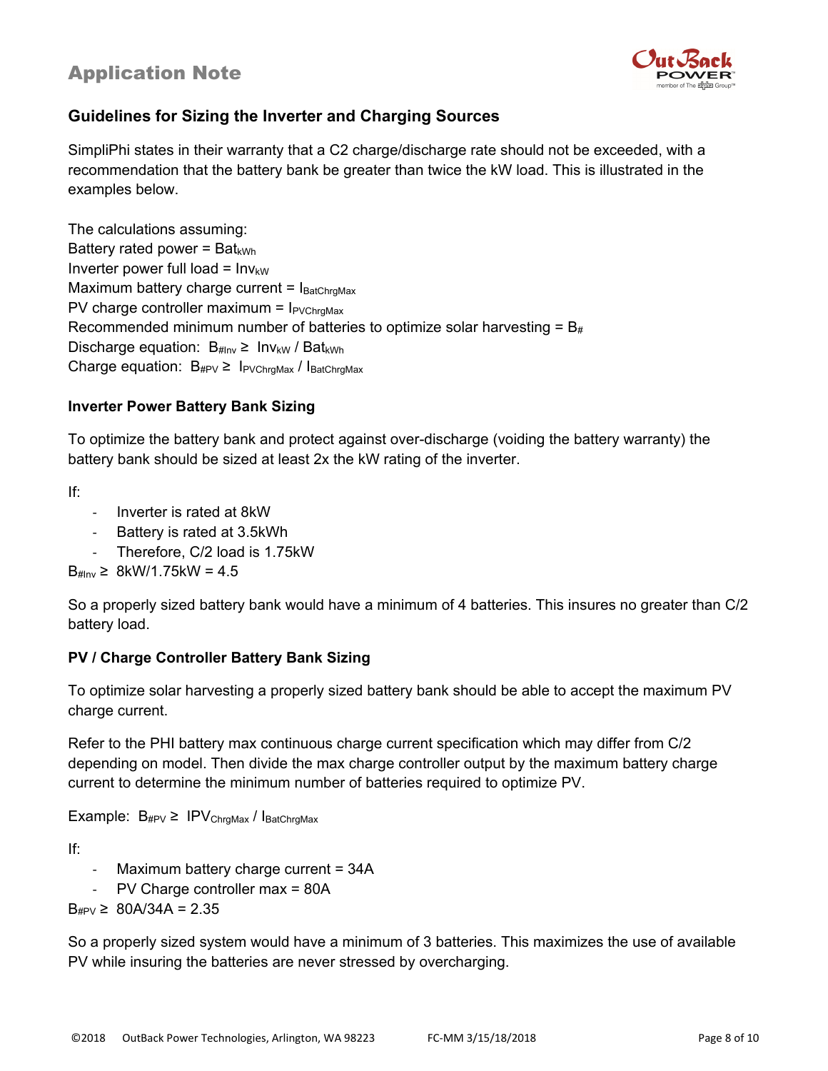## Guidelines for Sizing the Inverter and Charging Sources

SimpliPhi states in their warranty that a C2 charge/discharge rate should not be exceeded, with a recommendation that the battery bank be greater than twice the kW load. This is illustrated in the examples below.

The calculations assuming:
Battery rated power = $Bat_{kWh}$
Inverter power full load = $Inv_{kW}$
Maximum battery charge current = $I_{BatChrgMax}$
PV charge controller maximum = $I_{PVChrgMax}$
Recommended minimum number of batteries to optimize solar harvesting = $B_{\#}$
Discharge equation: $B_{\#Inv} \geq Inv_{kW} / Bat_{kWh}$
Charge equation: $B_{\#PV} \geq I_{PVChrgMax} / I_{BatChrgMax}$

### Inverter Power Battery Bank Sizing

To optimize the battery bank and protect against over-discharge (voiding the battery warranty) the battery bank should be sized at least 2x the kW rating of the inverter.

If:

- Inverter is rated at 8kW
- Battery is rated at 3.5kWh
- Therefore, C/2 load is 1.75kW

$B_{\#Inv} \geq$ 8kW/1.75kW = 4.5

So a properly sized battery bank would have a minimum of 4 batteries. This insures no greater than C/2 battery load.

### PV / Charge Controller Battery Bank Sizing

To optimize solar harvesting a properly sized battery bank should be able to accept the maximum PV charge current.

Refer to the PHI battery max continuous charge current specification which may differ from C/2 depending on model. Then divide the max charge controller output by the maximum battery charge current to determine the minimum number of batteries required to optimize PV.

Example: $B_{\#PV} \geq IPV_{ChrgMax} / I_{BatChrgMax}$

If:

- Maximum battery charge current = 34A
- PV Charge controller max = 80A

$B_{\#PV} \geq$ 80A/34A = 2.35

So a properly sized system would have a minimum of 3 batteries. This maximizes the use of available PV while insuring the batteries are never stressed by overcharging.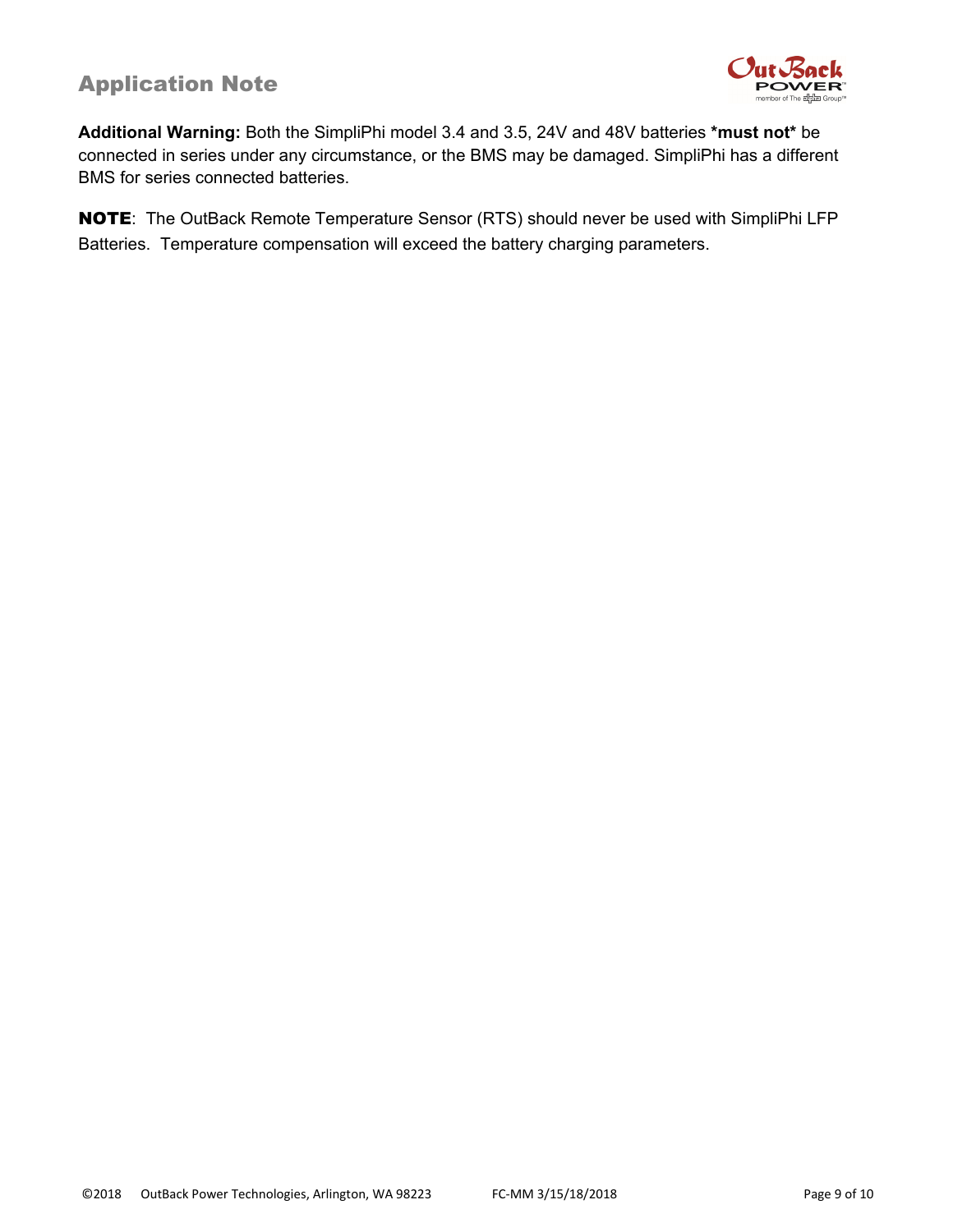**Additional Warning:** Both the SimpliPhi model 3.4 and 3.5, 24V and 48V batteries ***must not*** be connected in series under any circumstance, or the BMS may be damaged. SimpliPhi has a different BMS for series connected batteries.

**NOTE**: The OutBack Remote Temperature Sensor (RTS) should never be used with SimpliPhi LFP Batteries. Temperature compensation will exceed the battery charging parameters.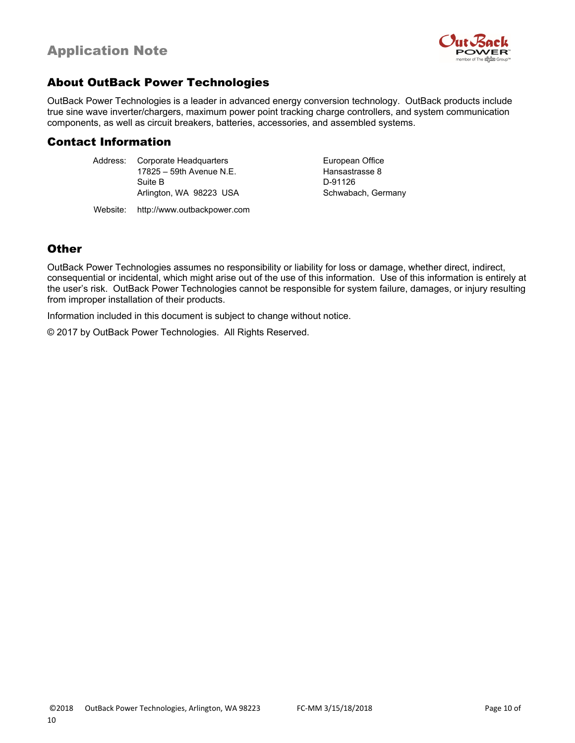## About OutBack Power Technologies

OutBack Power Technologies is a leader in advanced energy conversion technology. OutBack products include true sine wave inverter/chargers, maximum power point tracking charge controllers, and system communication components, as well as circuit breakers, batteries, accessories, and assembled systems.

## Contact Information

| | | |
|---|---|---|
| Address: | Corporate Headquarters<br>17825 – 59th Avenue N.E.<br>Suite B<br>Arlington, WA 98223 USA | European Office<br>Hansastrasse 8<br>D-91126<br>Schwabach, Germany |
| Website: | http://www.outbackpower.com | |

## Other

OutBack Power Technologies assumes no responsibility or liability for loss or damage, whether direct, indirect, consequential or incidental, which might arise out of the use of this information. Use of this information is entirely at the user's risk. OutBack Power Technologies cannot be responsible for system failure, damages, or injury resulting from improper installation of their products.

Information included in this document is subject to change without notice.

© 2017 by OutBack Power Technologies. All Rights Reserved.